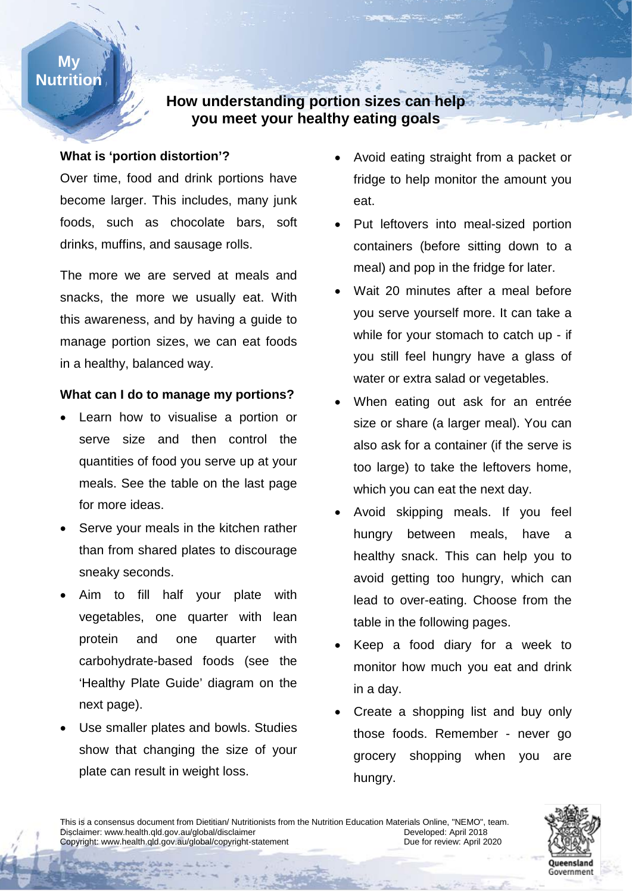My Nutrition

# How understanding portion sizes can help you meet your healthy eating goals

### What is 'portion distortion'?

Over time, food and drink portions have become larger. This includes, many junk foods, such as chocolate bars, soft drinks, muffins, and sausage rolls.

The more we are served at meals and snacks, the more we usually eat. With this awareness, and by having a guide to manage portion sizes, we can eat foods in a healthy, balanced way.

### What can I do to manage my portions?

- Learn how to visualise a portion or serve size and then control the quantities of food you serve up at your meals. See the table on the last page for more ideas.
- Serve your meals in the kitchen rather than from shared plates to discourage sneaky seconds.
- Aim to fill half your plate with vegetables, one quarter with lean protein and one quarter with carbohydrate-based foods (see the 'Healthy Plate Guide' diagram on the next page).
- Use smaller plates and bowls. Studies show that changing the size of your plate can result in weight loss.
- Avoid eating straight from a packet or fridge to help monitor the amount you eat.
- Put leftovers into meal-sized portion containers (before sitting down to a meal) and pop in the fridge for later.
- Wait 20 minutes after a meal before you serve yourself more. It can take a while for your stomach to catch up - if you still feel hungry have a glass of water or extra salad or vegetables.
- When eating out ask for an entrée size or share (a larger meal). You can also ask for a container (if the serve is too large) to take the leftovers home, which you can eat the next day.
- Avoid skipping meals. If you feel hungry between meals, have a healthy snack. This can help you to avoid getting too hungry, which can lead to over-eating. Choose from the table in the following pages.
- Keep a food diary for a week to monitor how much you eat and drink in a day.
- Create a shopping list and buy only those foods. Remember - never go grocery shopping when you are hungry.

This is a consensus document from Dietitian/ Nutritionists from the Nutrition Education Materials Online, "NEMO", team.
Disclaimer: www.health.qld.gov.au/global/disclaimer
Copyright: www.health.qld.gov.au/global/copyright-statement
Developed: April 2018
Due for review: April 2020

Queensland Government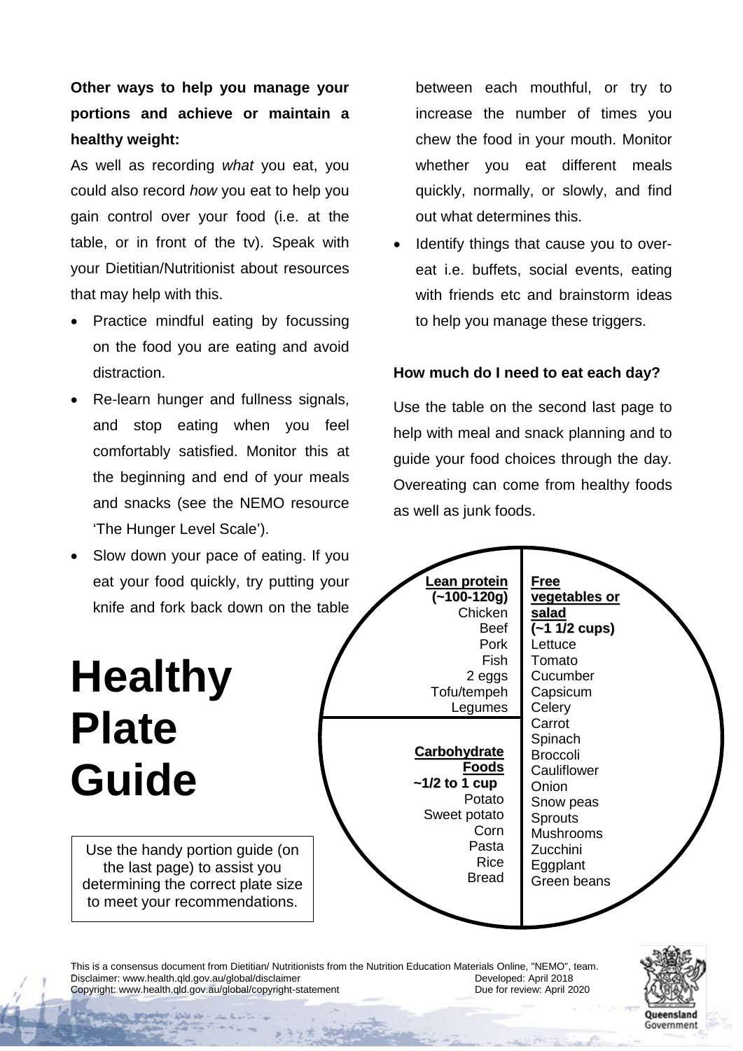**Other ways to help you manage your portions and achieve or maintain a healthy weight:**

As well as recording *what* you eat, you could also record *how* you eat to help you gain control over your food (i.e. at the table, or in front of the tv). Speak with your Dietitian/Nutritionist about resources that may help with this.

- Practice mindful eating by focussing on the food you are eating and avoid distraction.
- Re-learn hunger and fullness signals, and stop eating when you feel comfortably satisfied. Monitor this at the beginning and end of your meals and snacks (see the NEMO resource 'The Hunger Level Scale').
- Slow down your pace of eating. If you eat your food quickly, try putting your knife and fork back down on the table between each mouthful, or try to increase the number of times you chew the food in your mouth. Monitor whether you eat different meals quickly, normally, or slowly, and find out what determines this.
- Identify things that cause you to over-eat i.e. buffets, social events, eating with friends etc and brainstorm ideas to help you manage these triggers.

**How much do I need to eat each day?**

Use the table on the second last page to help with meal and snack planning and to guide your food choices through the day. Overeating can come from healthy foods as well as junk foods.

# Healthy Plate Guide

Use the handy portion guide (on the last page) to assist you determining the correct plate size to meet your recommendations.

**Lean protein (~100-120g)**
Chicken
Beef
Pork
Fish
2 eggs
Tofu/tempeh
Legumes

**Carbohydrate Foods ~1/2 to 1 cup**
Potato
Sweet potato
Corn
Pasta
Rice
Bread

**Free vegetables or salad (~1 1/2 cups)**
Lettuce
Tomato
Cucumber
Capsicum
Celery
Carrot
Spinach
Broccoli
Cauliflower
Onion
Snow peas
Sprouts
Mushrooms
Zucchini
Eggplant
Green beans

This is a consensus document from Dietitian/ Nutritionists from the Nutrition Education Materials Online, "NEMO", team.
Disclaimer: www.health.qld.gov.au/global/disclaimer
Copyright: www.health.qld.gov.au/global/copyright-statement
Developed: April 2018
Due for review: April 2020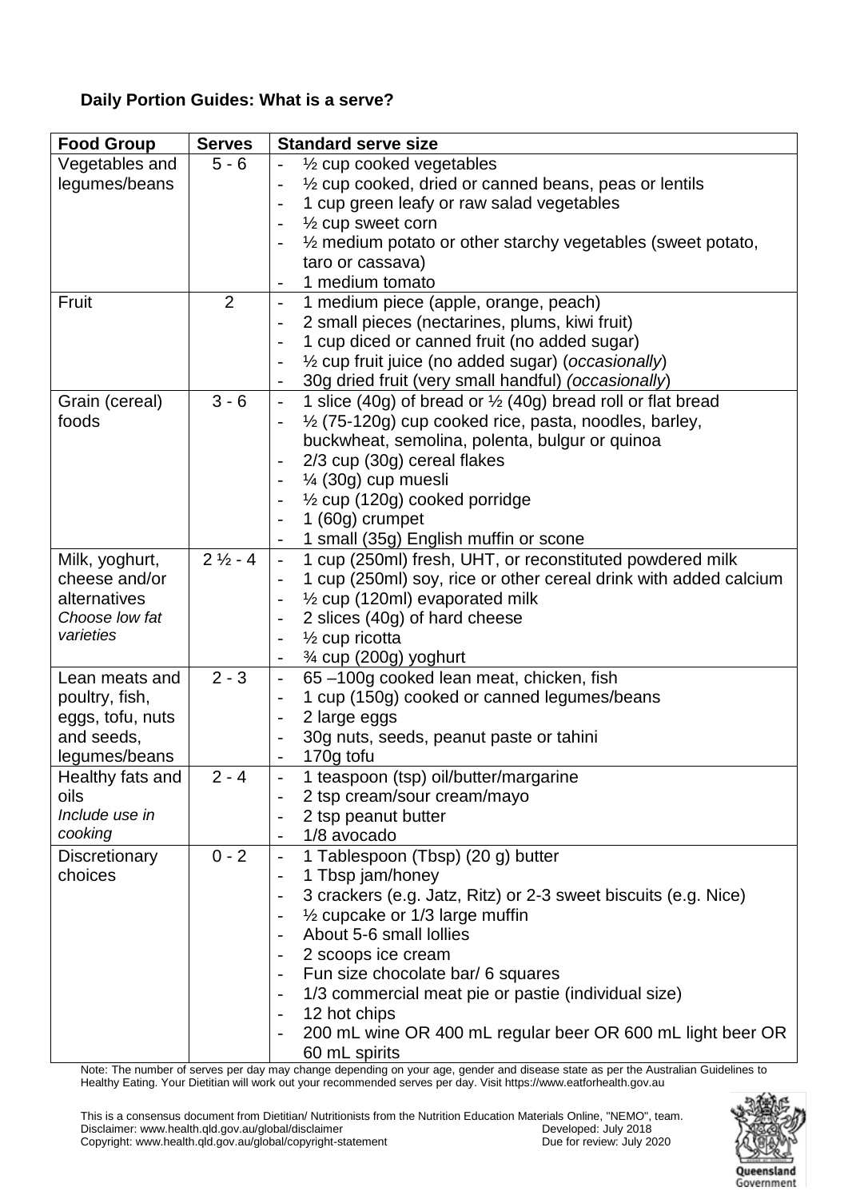**Daily Portion Guides: What is a serve?**

| Food Group | Serves | Standard serve size |
|---|---|---|
| Vegetables and legumes/beans | 5 - 6 | - ½ cup cooked vegetables<br>- ½ cup cooked, dried or canned beans, peas or lentils<br>- 1 cup green leafy or raw salad vegetables<br>- ½ cup sweet corn<br>- ½ medium potato or other starchy vegetables (sweet potato, taro or cassava)<br>- 1 medium tomato |
| Fruit | 2 | - 1 medium piece (apple, orange, peach)<br>- 2 small pieces (nectarines, plums, kiwi fruit)<br>- 1 cup diced or canned fruit (no added sugar)<br>- ½ cup fruit juice (no added sugar) (*occasionally*)<br>- 30g dried fruit (very small handful) *(occasionally*) |
| Grain (cereal) foods | 3 - 6 | - 1 slice (40g) of bread or ½ (40g) bread roll or flat bread<br>- ½ (75-120g) cup cooked rice, pasta, noodles, barley, buckwheat, semolina, polenta, bulgur or quinoa<br>- 2/3 cup (30g) cereal flakes<br>- ¼ (30g) cup muesli<br>- ½ cup (120g) cooked porridge<br>- 1 (60g) crumpet<br>- 1 small (35g) English muffin or scone |
| Milk, yoghurt, cheese and/or alternatives<br>*Choose low fat varieties* | 2 ½ - 4 | - 1 cup (250ml) fresh, UHT, or reconstituted powdered milk<br>- 1 cup (250ml) soy, rice or other cereal drink with added calcium<br>- ½ cup (120ml) evaporated milk<br>- 2 slices (40g) of hard cheese<br>- ½ cup ricotta<br>- ¾ cup (200g) yoghurt |
| Lean meats and poultry, fish, eggs, tofu, nuts and seeds, legumes/beans | 2 - 3 | - 65 –100g cooked lean meat, chicken, fish<br>- 1 cup (150g) cooked or canned legumes/beans<br>- 2 large eggs<br>- 30g nuts, seeds, peanut paste or tahini<br>- 170g tofu |
| Healthy fats and oils<br>*Include use in cooking* | 2 - 4 | - 1 teaspoon (tsp) oil/butter/margarine<br>- 2 tsp cream/sour cream/mayo<br>- 2 tsp peanut butter<br>- 1/8 avocado |
| Discretionary choices | 0 - 2 | - 1 Tablespoon (Tbsp) (20 g) butter<br>- 1 Tbsp jam/honey<br>- 3 crackers (e.g. Jatz, Ritz) or 2-3 sweet biscuits (e.g. Nice)<br>- ½ cupcake or 1/3 large muffin<br>- About 5-6 small lollies<br>- 2 scoops ice cream<br>- Fun size chocolate bar/ 6 squares<br>- 1/3 commercial meat pie or pastie (individual size)<br>- 12 hot chips<br>- 200 mL wine OR 400 mL regular beer OR 600 mL light beer OR 60 mL spirits |

Note: The number of serves per day may change depending on your age, gender and disease state as per the Australian Guidelines to Healthy Eating. Your Dietitian will work out your recommended serves per day. Visit https://www.eatforhealth.gov.au

This is a consensus document from Dietitian/ Nutritionists from the Nutrition Education Materials Online, "NEMO", team.
Disclaimer: www.health.qld.gov.au/global/disclaimer — Developed: July 2018
Copyright: www.health.qld.gov.au/global/copyright-statement — Due for review: July 2020

Queensland Government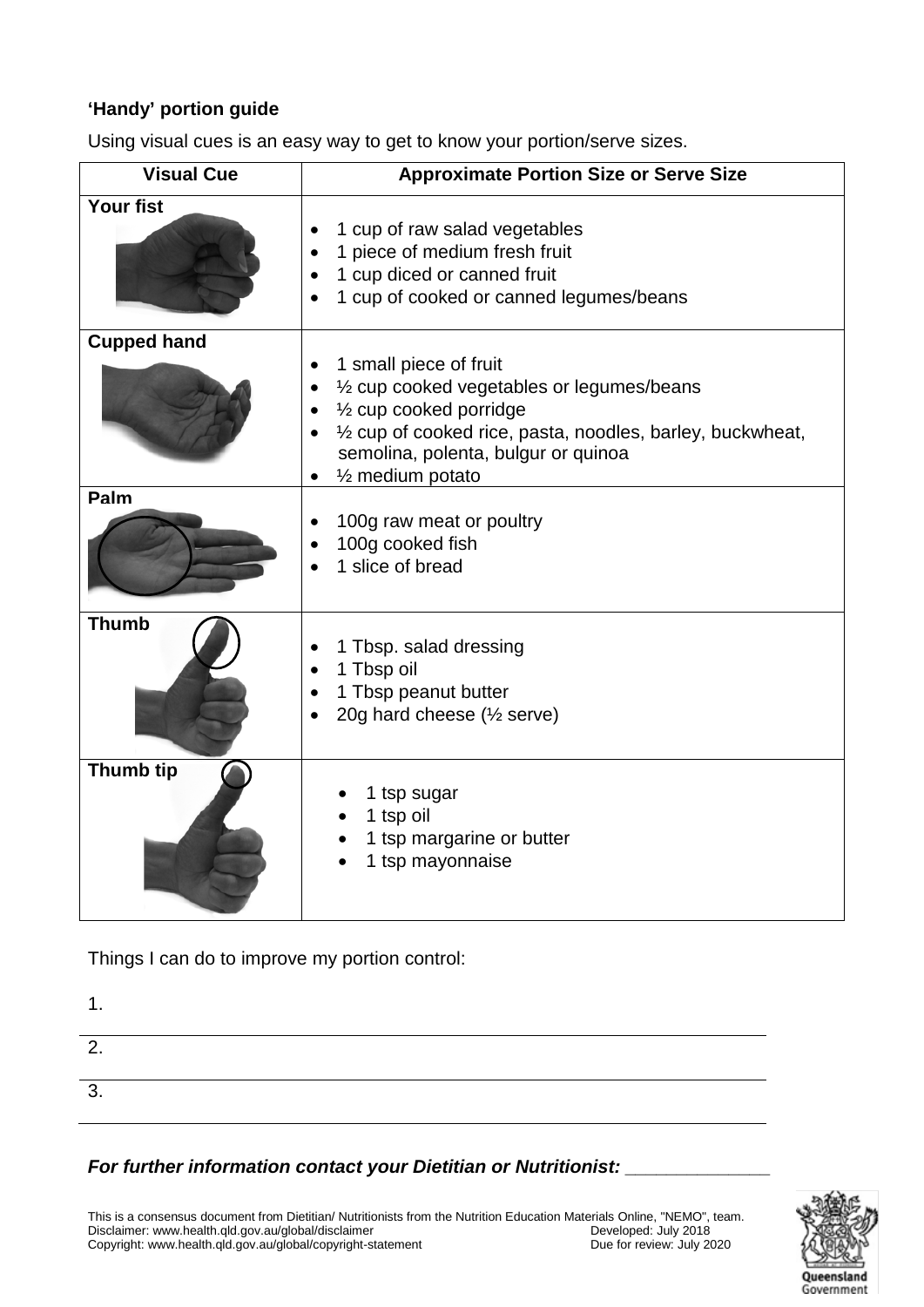**'Handy' portion guide**

Using visual cues is an easy way to get to know your portion/serve sizes.

| Visual Cue | Approximate Portion Size or Serve Size |
|---|---|
| **Your fist** | • 1 cup of raw salad vegetables<br>• 1 piece of medium fresh fruit<br>• 1 cup diced or canned fruit<br>• 1 cup of cooked or canned legumes/beans |
| **Cupped hand** | • 1 small piece of fruit<br>• ½ cup cooked vegetables or legumes/beans<br>• ½ cup cooked porridge<br>• ½ cup of cooked rice, pasta, noodles, barley, buckwheat, semolina, polenta, bulgur or quinoa<br>• ½ medium potato |
| **Palm** | • 100g raw meat or poultry<br>• 100g cooked fish<br>• 1 slice of bread |
| **Thumb** | • 1 Tbsp. salad dressing<br>• 1 Tbsp oil<br>• 1 Tbsp peanut butter<br>• 20g hard cheese (½ serve) |
| **Thumb tip** | • 1 tsp sugar<br>• 1 tsp oil<br>• 1 tsp margarine or butter<br>• 1 tsp mayonnaise |

Things I can do to improve my portion control:

1. ______________________________________________________________

2. ______________________________________________________________

3. ______________________________________________________________

***For further information contact your Dietitian or Nutritionist: ______________***

This is a consensus document from Dietitian/ Nutritionists from the Nutrition Education Materials Online, "NEMO", team.
Disclaimer: www.health.qld.gov.au/global/disclaimer
Copyright: www.health.qld.gov.au/global/copyright-statement
Developed: July 2018
Due for review: July 2020

Queensland Government